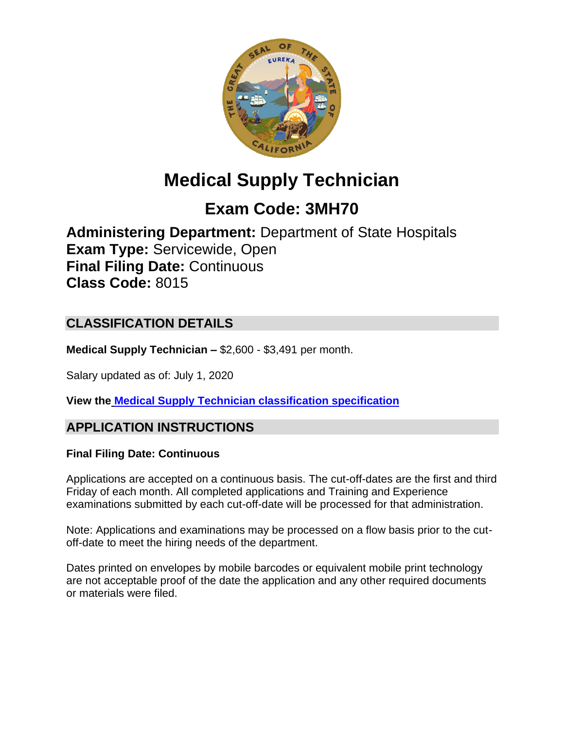# Medical Supply Technician

## Exam Code: 3MH70

**Administering Department:** Department of State Hospitals
**Exam Type:** Servicewide, Open
**Final Filing Date:** Continuous
**Class Code:** 8015

## CLASSIFICATION DETAILS

**Medical Supply Technician –** $2,600 - $3,491 per month.

Salary updated as of: July 1, 2020

**View the [Medical Supply Technician classification specification]()**

## APPLICATION INSTRUCTIONS

**Final Filing Date: Continuous**

Applications are accepted on a continuous basis. The cut-off-dates are the first and third Friday of each month. All completed applications and Training and Experience examinations submitted by each cut-off-date will be processed for that administration.

Note: Applications and examinations may be processed on a flow basis prior to the cut-off-date to meet the hiring needs of the department.

Dates printed on envelopes by mobile barcodes or equivalent mobile print technology are not acceptable proof of the date the application and any other required documents or materials were filed.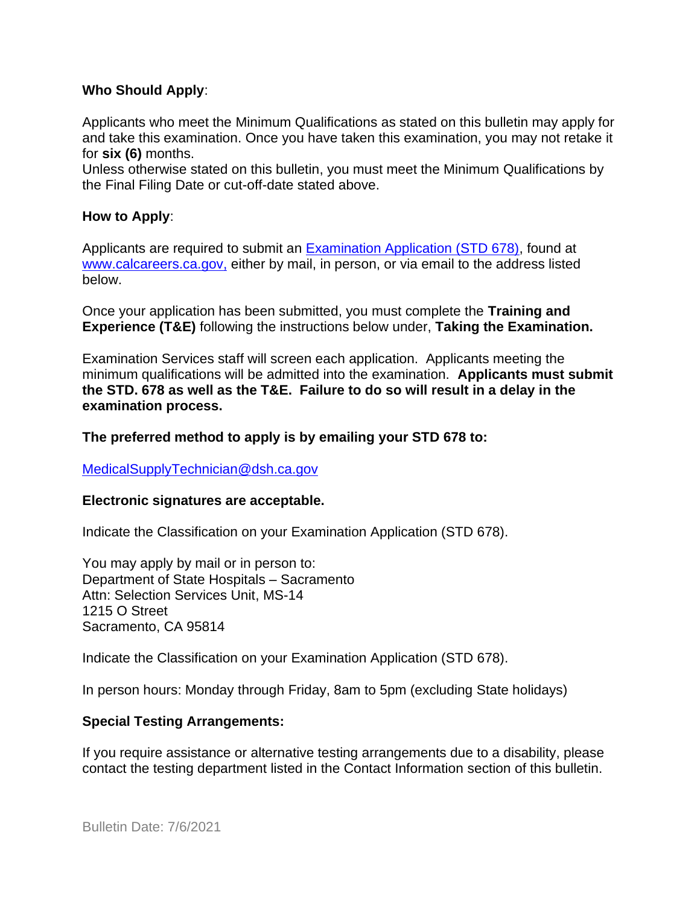**Who Should Apply**:

Applicants who meet the Minimum Qualifications as stated on this bulletin may apply for and take this examination. Once you have taken this examination, you may not retake it for **six (6)** months.
Unless otherwise stated on this bulletin, you must meet the Minimum Qualifications by the Final Filing Date or cut-off-date stated above.

**How to Apply**:

Applicants are required to submit an [Examination Application (STD 678)](), found at [www.calcareers.ca.gov,]() either by mail, in person, or via email to the address listed below.

Once your application has been submitted, you must complete the **Training and Experience (T&E)** following the instructions below under, **Taking the Examination.**

Examination Services staff will screen each application. Applicants meeting the minimum qualifications will be admitted into the examination. **Applicants must submit the STD. 678 as well as the T&E. Failure to do so will result in a delay in the examination process.**

**The preferred method to apply is by emailing your STD 678 to:**

[MedicalSupplyTechnician@dsh.ca.gov]()

**Electronic signatures are acceptable.**

Indicate the Classification on your Examination Application (STD 678).

You may apply by mail or in person to:
Department of State Hospitals – Sacramento
Attn: Selection Services Unit, MS-14
1215 O Street
Sacramento, CA 95814

Indicate the Classification on your Examination Application (STD 678).

In person hours: Monday through Friday, 8am to 5pm (excluding State holidays)

**Special Testing Arrangements:**

If you require assistance or alternative testing arrangements due to a disability, please contact the testing department listed in the Contact Information section of this bulletin.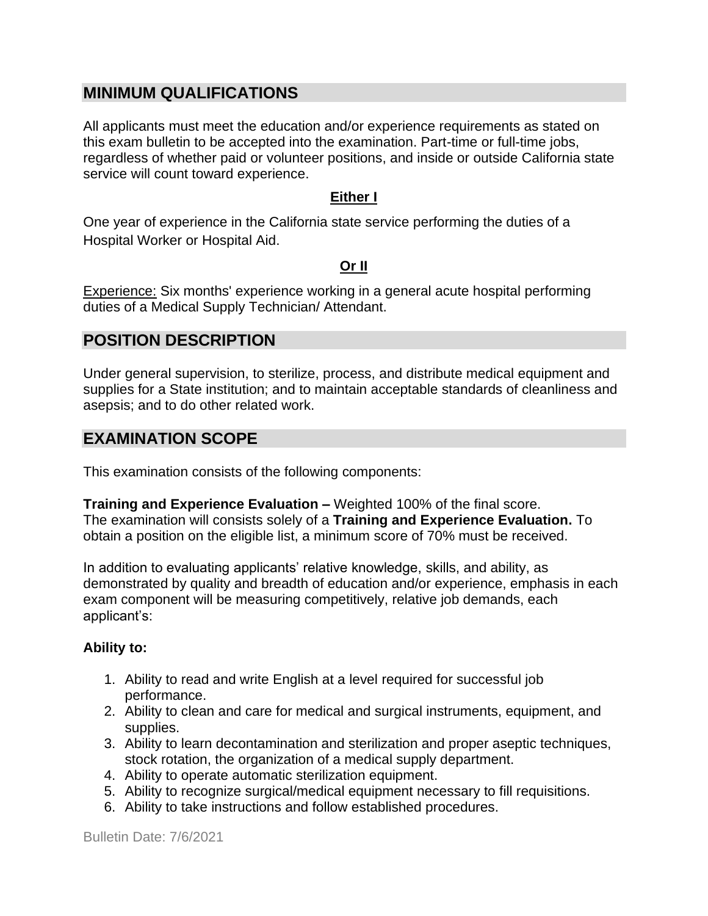## MINIMUM QUALIFICATIONS

All applicants must meet the education and/or experience requirements as stated on this exam bulletin to be accepted into the examination. Part-time or full-time jobs, regardless of whether paid or volunteer positions, and inside or outside California state service will count toward experience.

**Either I**

One year of experience in the California state service performing the duties of a Hospital Worker or Hospital Aid.

**Or II**

Experience: Six months' experience working in a general acute hospital performing duties of a Medical Supply Technician/ Attendant.

## POSITION DESCRIPTION

Under general supervision, to sterilize, process, and distribute medical equipment and supplies for a State institution; and to maintain acceptable standards of cleanliness and asepsis; and to do other related work.

## EXAMINATION SCOPE

This examination consists of the following components:

**Training and Experience Evaluation –** Weighted 100% of the final score.
The examination will consists solely of a **Training and Experience Evaluation.** To obtain a position on the eligible list, a minimum score of 70% must be received.

In addition to evaluating applicants' relative knowledge, skills, and ability, as demonstrated by quality and breadth of education and/or experience, emphasis in each exam component will be measuring competitively, relative job demands, each applicant's:

**Ability to:**

1. Ability to read and write English at a level required for successful job performance.
2. Ability to clean and care for medical and surgical instruments, equipment, and supplies.
3. Ability to learn decontamination and sterilization and proper aseptic techniques, stock rotation, the organization of a medical supply department.
4. Ability to operate automatic sterilization equipment.
5. Ability to recognize surgical/medical equipment necessary to fill requisitions.
6. Ability to take instructions and follow established procedures.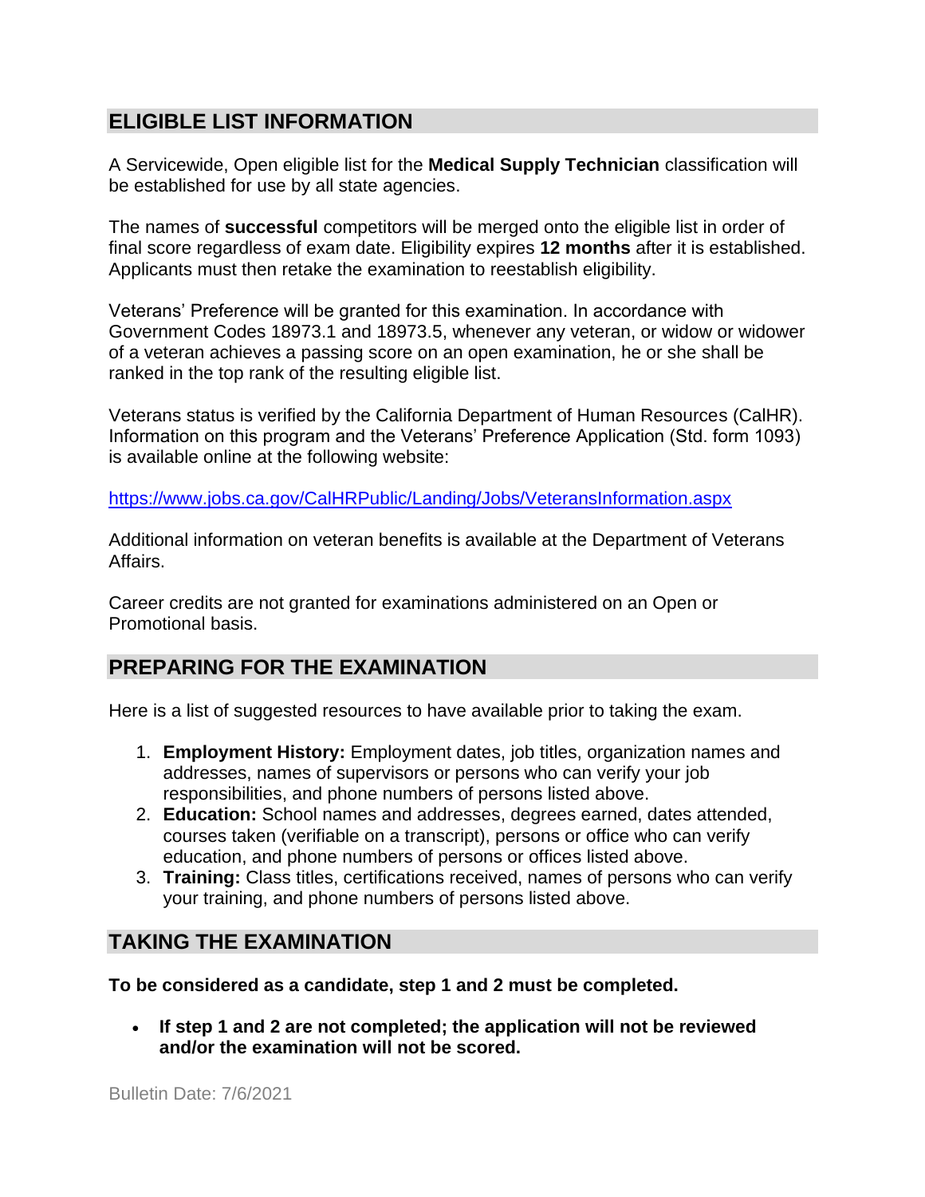## ELIGIBLE LIST INFORMATION

A Servicewide, Open eligible list for the **Medical Supply Technician** classification will be established for use by all state agencies.

The names of **successful** competitors will be merged onto the eligible list in order of final score regardless of exam date. Eligibility expires **12 months** after it is established. Applicants must then retake the examination to reestablish eligibility.

Veterans' Preference will be granted for this examination. In accordance with Government Codes 18973.1 and 18973.5, whenever any veteran, or widow or widower of a veteran achieves a passing score on an open examination, he or she shall be ranked in the top rank of the resulting eligible list.

Veterans status is verified by the California Department of Human Resources (CalHR). Information on this program and the Veterans' Preference Application (Std. form 1093) is available online at the following website:

https://www.jobs.ca.gov/CalHRPublic/Landing/Jobs/VeteransInformation.aspx

Additional information on veteran benefits is available at the Department of Veterans Affairs.

Career credits are not granted for examinations administered on an Open or Promotional basis.

## PREPARING FOR THE EXAMINATION

Here is a list of suggested resources to have available prior to taking the exam.

1. **Employment History:** Employment dates, job titles, organization names and addresses, names of supervisors or persons who can verify your job responsibilities, and phone numbers of persons listed above.
2. **Education:** School names and addresses, degrees earned, dates attended, courses taken (verifiable on a transcript), persons or office who can verify education, and phone numbers of persons or offices listed above.
3. **Training:** Class titles, certifications received, names of persons who can verify your training, and phone numbers of persons listed above.

## TAKING THE EXAMINATION

**To be considered as a candidate, step 1 and 2 must be completed.**

- **If step 1 and 2 are not completed; the application will not be reviewed and/or the examination will not be scored.**

Bulletin Date: 7/6/2021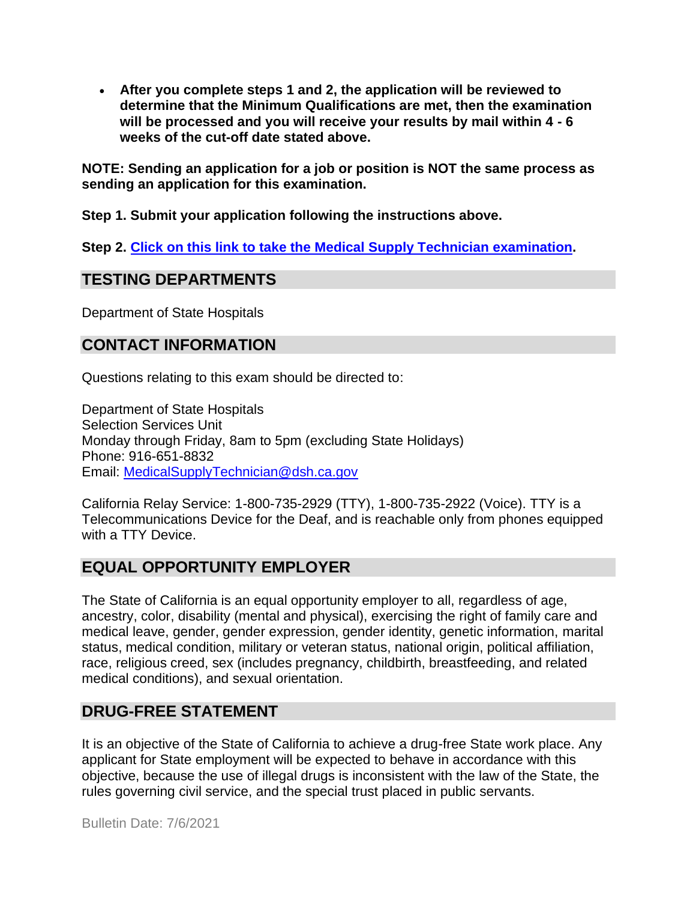- **After you complete steps 1 and 2, the application will be reviewed to determine that the Minimum Qualifications are met, then the examination will be processed and you will receive your results by mail within 4 - 6 weeks of the cut-off date stated above.**

**NOTE: Sending an application for a job or position is NOT the same process as sending an application for this examination.**

**Step 1. Submit your application following the instructions above.**

**Step 2. Click on this link to take the Medical Supply Technician examination.**

## TESTING DEPARTMENTS

Department of State Hospitals

## CONTACT INFORMATION

Questions relating to this exam should be directed to:

Department of State Hospitals
Selection Services Unit
Monday through Friday, 8am to 5pm (excluding State Holidays)
Phone: 916-651-8832
Email: MedicalSupplyTechnician@dsh.ca.gov

California Relay Service: 1-800-735-2929 (TTY), 1-800-735-2922 (Voice). TTY is a Telecommunications Device for the Deaf, and is reachable only from phones equipped with a TTY Device.

## EQUAL OPPORTUNITY EMPLOYER

The State of California is an equal opportunity employer to all, regardless of age, ancestry, color, disability (mental and physical), exercising the right of family care and medical leave, gender, gender expression, gender identity, genetic information, marital status, medical condition, military or veteran status, national origin, political affiliation, race, religious creed, sex (includes pregnancy, childbirth, breastfeeding, and related medical conditions), and sexual orientation.

## DRUG-FREE STATEMENT

It is an objective of the State of California to achieve a drug-free State work place. Any applicant for State employment will be expected to behave in accordance with this objective, because the use of illegal drugs is inconsistent with the law of the State, the rules governing civil service, and the special trust placed in public servants.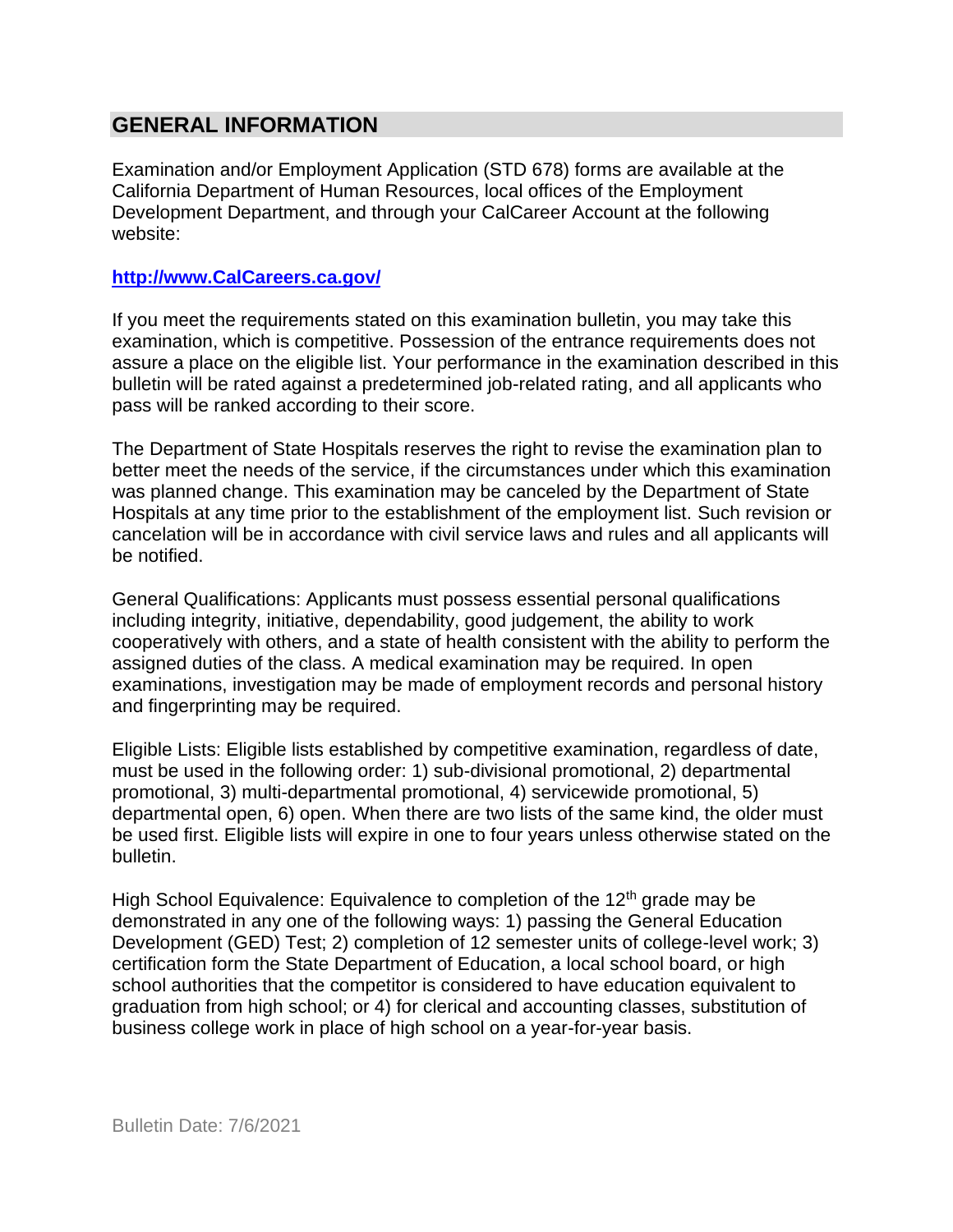## GENERAL INFORMATION

Examination and/or Employment Application (STD 678) forms are available at the California Department of Human Resources, local offices of the Employment Development Department, and through your CalCareer Account at the following website:

**http://www.CalCareers.ca.gov/**

If you meet the requirements stated on this examination bulletin, you may take this examination, which is competitive. Possession of the entrance requirements does not assure a place on the eligible list. Your performance in the examination described in this bulletin will be rated against a predetermined job-related rating, and all applicants who pass will be ranked according to their score.

The Department of State Hospitals reserves the right to revise the examination plan to better meet the needs of the service, if the circumstances under which this examination was planned change. This examination may be canceled by the Department of State Hospitals at any time prior to the establishment of the employment list. Such revision or cancelation will be in accordance with civil service laws and rules and all applicants will be notified.

General Qualifications: Applicants must possess essential personal qualifications including integrity, initiative, dependability, good judgement, the ability to work cooperatively with others, and a state of health consistent with the ability to perform the assigned duties of the class. A medical examination may be required. In open examinations, investigation may be made of employment records and personal history and fingerprinting may be required.

Eligible Lists: Eligible lists established by competitive examination, regardless of date, must be used in the following order: 1) sub-divisional promotional, 2) departmental promotional, 3) multi-departmental promotional, 4) servicewide promotional, 5) departmental open, 6) open. When there are two lists of the same kind, the older must be used first. Eligible lists will expire in one to four years unless otherwise stated on the bulletin.

High School Equivalence: Equivalence to completion of the 12th grade may be demonstrated in any one of the following ways: 1) passing the General Education Development (GED) Test; 2) completion of 12 semester units of college-level work; 3) certification form the State Department of Education, a local school board, or high school authorities that the competitor is considered to have education equivalent to graduation from high school; or 4) for clerical and accounting classes, substitution of business college work in place of high school on a year-for-year basis.

Bulletin Date: 7/6/2021